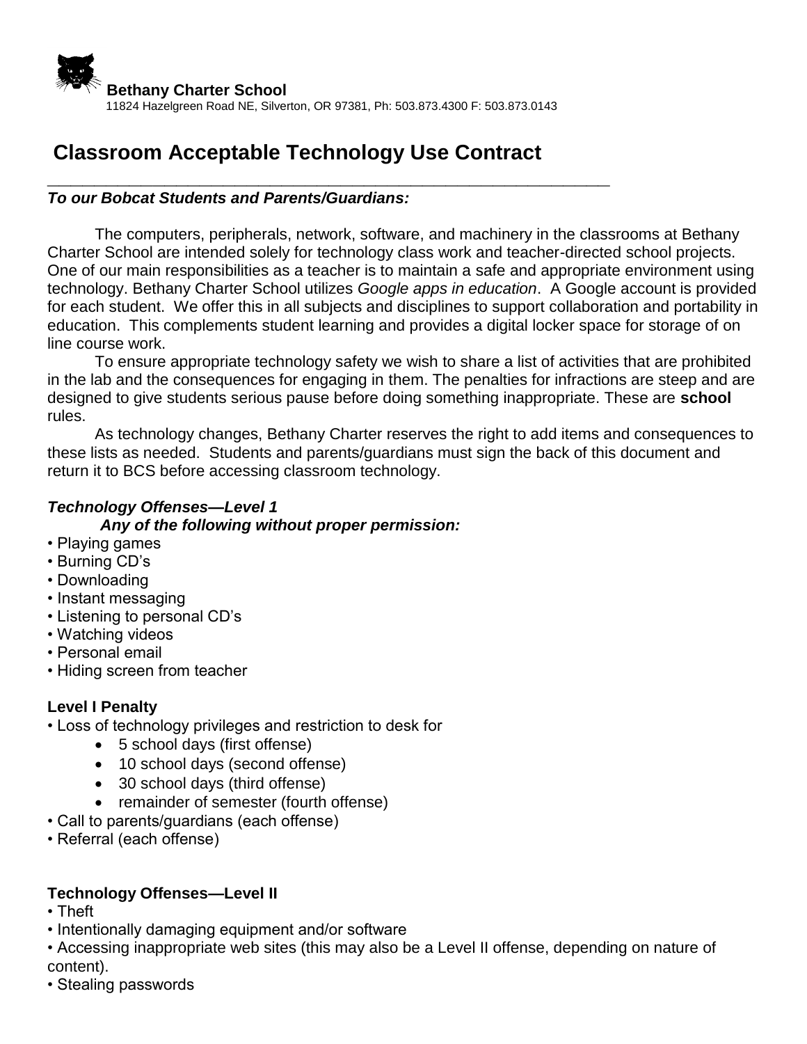**Bethany Charter School**
11824 Hazelgreen Road NE, Silverton, OR 97381, Ph: 503.873.4300 F: 503.873.0143

# Classroom Acceptable Technology Use Contract

***To our Bobcat Students and Parents/Guardians:***

The computers, peripherals, network, software, and machinery in the classrooms at Bethany Charter School are intended solely for technology class work and teacher-directed school projects. One of our main responsibilities as a teacher is to maintain a safe and appropriate environment using technology. Bethany Charter School utilizes *Google apps in education*. A Google account is provided for each student. We offer this in all subjects and disciplines to support collaboration and portability in education. This complements student learning and provides a digital locker space for storage of on line course work.

To ensure appropriate technology safety we wish to share a list of activities that are prohibited in the lab and the consequences for engaging in them. The penalties for infractions are steep and are designed to give students serious pause before doing something inappropriate. These are **school** rules.

As technology changes, Bethany Charter reserves the right to add items and consequences to these lists as needed. Students and parents/guardians must sign the back of this document and return it to BCS before accessing classroom technology.

***Technology Offenses—Level 1***

***Any of the following without proper permission:***

- Playing games
- Burning CD's
- Downloading
- Instant messaging
- Listening to personal CD's
- Watching videos
- Personal email
- Hiding screen from teacher

**Level I Penalty**

- Loss of technology privileges and restriction to desk for
  - 5 school days (first offense)
  - 10 school days (second offense)
  - 30 school days (third offense)
  - remainder of semester (fourth offense)
- Call to parents/guardians (each offense)
- Referral (each offense)

**Technology Offenses—Level II**

- Theft
- Intentionally damaging equipment and/or software
- Accessing inappropriate web sites (this may also be a Level II offense, depending on nature of content).
- Stealing passwords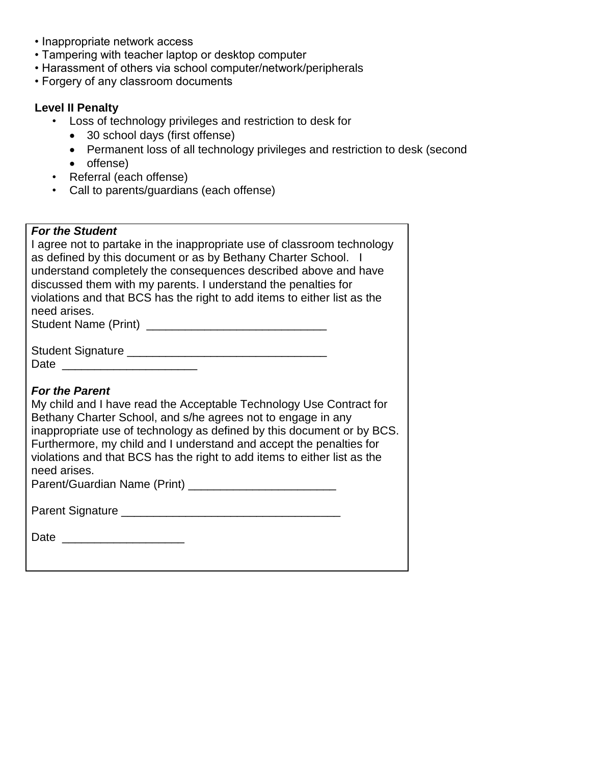- Inappropriate network access
- Tampering with teacher laptop or desktop computer
- Harassment of others via school computer/network/peripherals
- Forgery of any classroom documents

**Level II Penalty**

- Loss of technology privileges and restriction to desk for
  - 30 school days (first offense)
  - Permanent loss of all technology privileges and restriction to desk (second
  - offense)
- Referral (each offense)
- Call to parents/guardians (each offense)

***For the Student***

I agree not to partake in the inappropriate use of classroom technology as defined by this document or as by Bethany Charter School. I understand completely the consequences described above and have discussed them with my parents. I understand the penalties for violations and that BCS has the right to add items to either list as the need arises.

Student Name (Print) ____________________________

Student Signature _______________________________

Date _____________________

***For the Parent***

My child and I have read the Acceptable Technology Use Contract for Bethany Charter School, and s/he agrees not to engage in any inappropriate use of technology as defined by this document or by BCS. Furthermore, my child and I understand and accept the penalties for violations and that BCS has the right to add items to either list as the need arises.

Parent/Guardian Name (Print) _______________________

Parent Signature __________________________________

Date ___________________